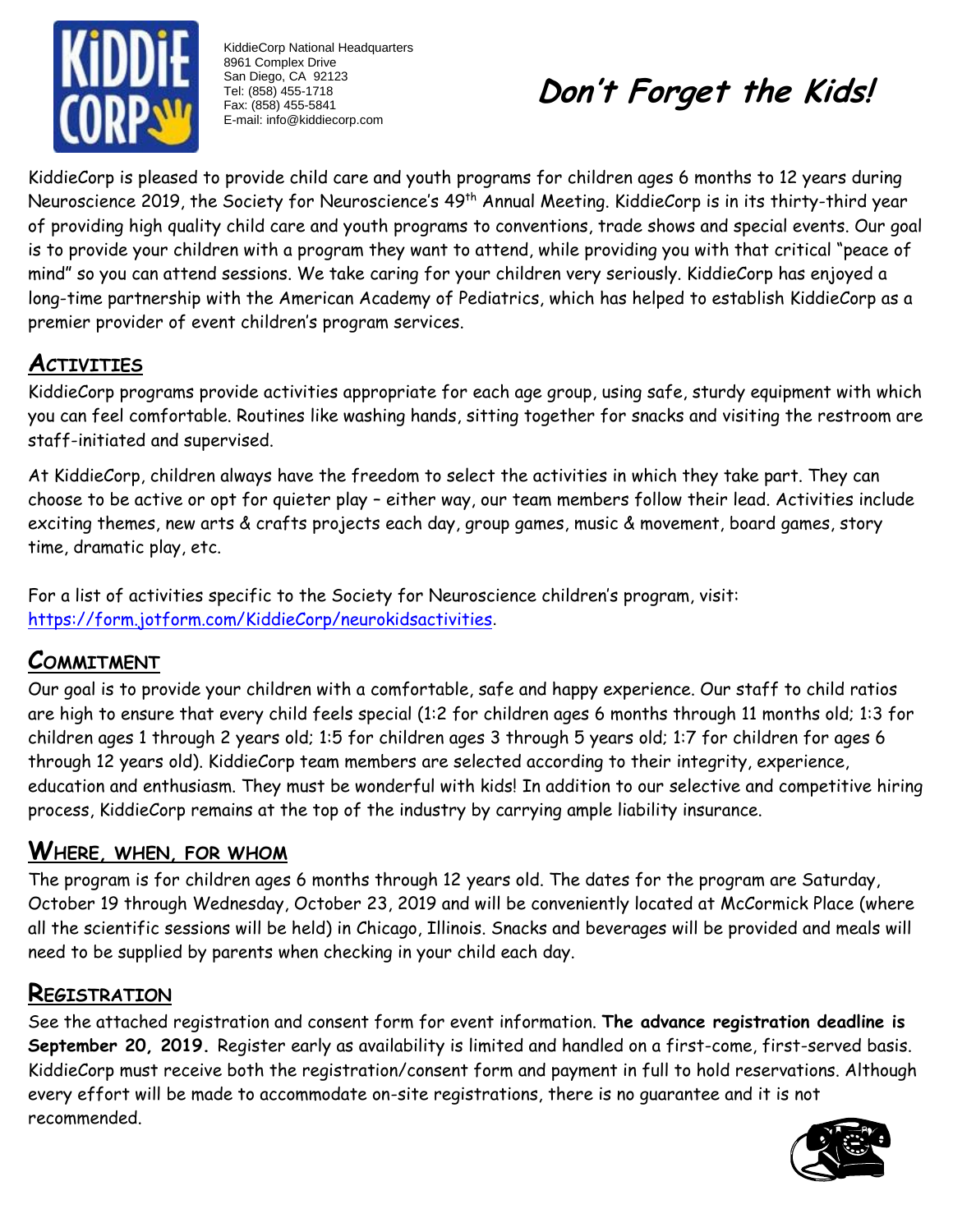KiddieCorp National Headquarters
8961 Complex Drive
San Diego, CA 92123
Tel: (858) 455-1718
Fax: (858) 455-5841
E-mail: info@kiddiecorp.com

# ***Don't Forget the Kids!***

KiddieCorp is pleased to provide child care and youth programs for children ages 6 months to 12 years during Neuroscience 2019, the Society for Neuroscience's 49th Annual Meeting. KiddieCorp is in its thirty-third year of providing high quality child care and youth programs to conventions, trade shows and special events. Our goal is to provide your children with a program they want to attend, while providing you with that critical "peace of mind" so you can attend sessions. We take caring for your children very seriously. KiddieCorp has enjoyed a long-time partnership with the American Academy of Pediatrics, which has helped to establish KiddieCorp as a premier provider of event children's program services.

## Activities

KiddieCorp programs provide activities appropriate for each age group, using safe, sturdy equipment with which you can feel comfortable. Routines like washing hands, sitting together for snacks and visiting the restroom are staff-initiated and supervised.

At KiddieCorp, children always have the freedom to select the activities in which they take part. They can choose to be active or opt for quieter play – either way, our team members follow their lead. Activities include exciting themes, new arts & crafts projects each day, group games, music & movement, board games, story time, dramatic play, etc.

For a list of activities specific to the Society for Neuroscience children's program, visit: https://form.jotform.com/KiddieCorp/neurokidsactivities.

## Commitment

Our goal is to provide your children with a comfortable, safe and happy experience. Our staff to child ratios are high to ensure that every child feels special (1:2 for children ages 6 months through 11 months old; 1:3 for children ages 1 through 2 years old; 1:5 for children ages 3 through 5 years old; 1:7 for children for ages 6 through 12 years old). KiddieCorp team members are selected according to their integrity, experience, education and enthusiasm. They must be wonderful with kids! In addition to our selective and competitive hiring process, KiddieCorp remains at the top of the industry by carrying ample liability insurance.

## Where, when, for whom

The program is for children ages 6 months through 12 years old. The dates for the program are Saturday, October 19 through Wednesday, October 23, 2019 and will be conveniently located at McCormick Place (where all the scientific sessions will be held) in Chicago, Illinois. Snacks and beverages will be provided and meals will need to be supplied by parents when checking in your child each day.

## Registration

See the attached registration and consent form for event information. **The advance registration deadline is September 20, 2019.** Register early as availability is limited and handled on a first-come, first-served basis. KiddieCorp must receive both the registration/consent form and payment in full to hold reservations. Although every effort will be made to accommodate on-site registrations, there is no guarantee and it is not recommended.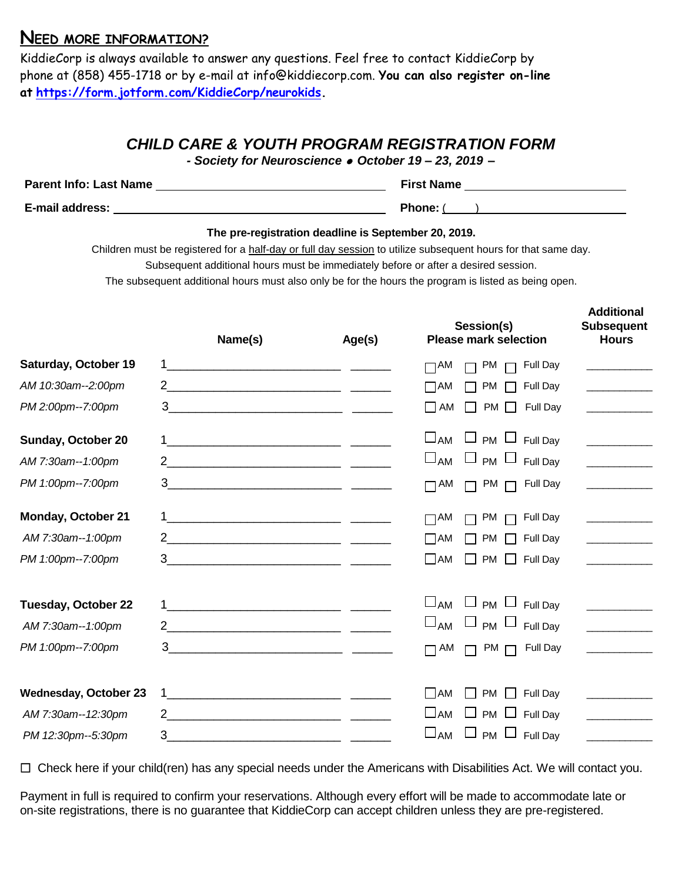## NEED MORE INFORMATION?

KiddieCorp is always available to answer any questions. Feel free to contact KiddieCorp by phone at (858) 455-1718 or by e-mail at info@kiddiecorp.com. **You can also register on-line at [https://form.jotform.com/KiddieCorp/neurokids](https://form.jotform.com/KiddieCorp/neurokids).**

# *CHILD CARE & YOUTH PROGRAM REGISTRATION FORM*

***- Society for Neuroscience • October 19 – 23, 2019 –***

**Parent Info: Last Name** ______________________ **First Name** ______________________

**E-mail address:** ______________________ **Phone:** (____) ______________________

**The pre-registration deadline is September 20, 2019.**

Children must be registered for a half-day or full day session to utilize subsequent hours for that same day.
Subsequent additional hours must be immediately before or after a desired session.
The subsequent additional hours must also only be for the hours the program is listed as being open.

| | Name(s) | Age(s) | Session(s) Please mark selection | Additional Subsequent Hours |
|---|---|---|---|---|
| **Saturday, October 19** | 1______________ | ______ | ☐ AM ☐ PM ☐ Full Day | ______ |
| *AM 10:30am--2:00pm* | 2______________ | ______ | ☐ AM ☐ PM ☐ Full Day | ______ |
| *PM 2:00pm--7:00pm* | 3______________ | ______ | ☐ AM ☐ PM ☐ Full Day | ______ |
| **Sunday, October 20** | 1______________ | ______ | ☐ AM ☐ PM ☐ Full Day | ______ |
| *AM 7:30am--1:00pm* | 2______________ | ______ | ☐ AM ☐ PM ☐ Full Day | ______ |
| *PM 1:00pm--7:00pm* | 3______________ | ______ | ☐ AM ☐ PM ☐ Full Day | ______ |
| **Monday, October 21** | 1______________ | ______ | ☐ AM ☐ PM ☐ Full Day | ______ |
| *AM 7:30am--1:00pm* | 2______________ | ______ | ☐ AM ☐ PM ☐ Full Day | ______ |
| *PM 1:00pm--7:00pm* | 3______________ | ______ | ☐ AM ☐ PM ☐ Full Day | ______ |
| **Tuesday, October 22** | 1______________ | ______ | ☐ AM ☐ PM ☐ Full Day | ______ |
| *AM 7:30am--1:00pm* | 2______________ | ______ | ☐ AM ☐ PM ☐ Full Day | ______ |
| *PM 1:00pm--7:00pm* | 3______________ | ______ | ☐ AM ☐ PM ☐ Full Day | ______ |
| **Wednesday, October 23** | 1______________ | ______ | ☐ AM ☐ PM ☐ Full Day | ______ |
| *AM 7:30am--12:30pm* | 2______________ | ______ | ☐ AM ☐ PM ☐ Full Day | ______ |
| *PM 12:30pm--5:30pm* | 3______________ | ______ | ☐ AM ☐ PM ☐ Full Day | ______ |

☐ Check here if your child(ren) has any special needs under the Americans with Disabilities Act. We will contact you.

Payment in full is required to confirm your reservations. Although every effort will be made to accommodate late or on-site registrations, there is no guarantee that KiddieCorp can accept children unless they are pre-registered.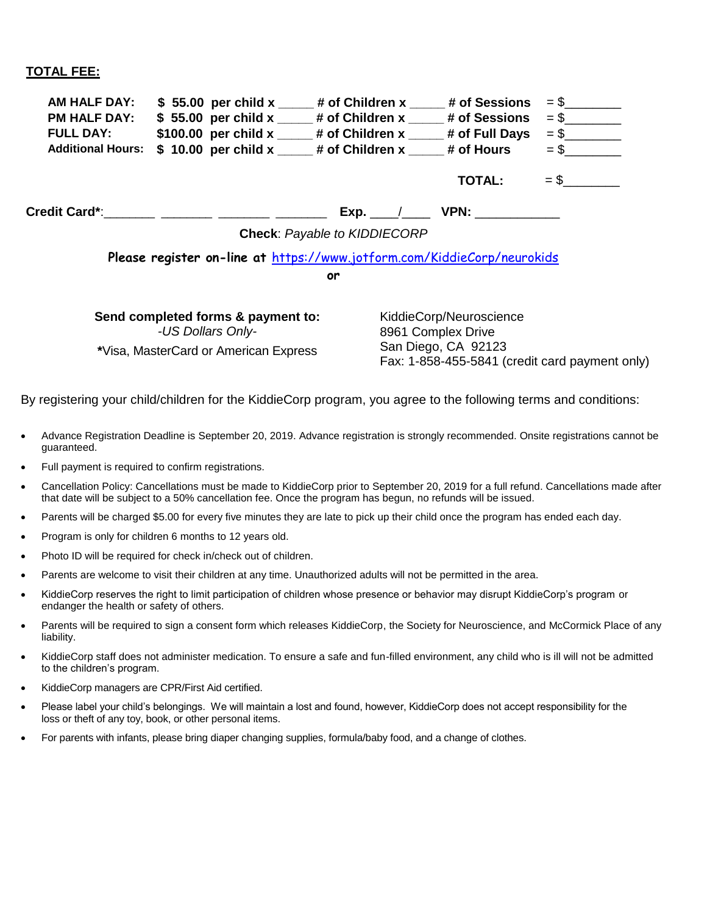**TOTAL FEE:**

| | | | | | | |
|---|---|---|---|---|---|---|
| **AM HALF DAY:** | **$ 55.00 per child x** | _____ **# of Children x** | _____ **# of Sessions** | | | = $________ |
| **PM HALF DAY:** | **$ 55.00 per child x** | _____ **# of Children x** | _____ **# of Sessions** | | | = $________ |
| **FULL DAY:** | **$100.00 per child x** | _____ **# of Children x** | _____ **# of Full Days** | | | = $________ |
| **Additional Hours:** | **$ 10.00 per child x** | _____ **# of Children x** | _____ **# of Hours** | | | = $________ |
| | | | | | **TOTAL:** | = $________ |

**Credit Card***:_______ _______ _______ _______ **Exp.** ____/____ **VPN:** ___________

**Check**: *Payable to KIDDIECORP*

**Please register on-line at** https://www.jotform.com/KiddieCorp/neurokids

**or**

**Send completed forms & payment to:**
*-US Dollars Only-*
***Visa, MasterCard or American Express**

KiddieCorp/Neuroscience
8961 Complex Drive
San Diego, CA 92123
Fax: 1-858-455-5841 (credit card payment only)

By registering your child/children for the KiddieCorp program, you agree to the following terms and conditions:

- Advance Registration Deadline is September 20, 2019. Advance registration is strongly recommended. Onsite registrations cannot be guaranteed.
- Full payment is required to confirm registrations.
- Cancellation Policy: Cancellations must be made to KiddieCorp prior to September 20, 2019 for a full refund. Cancellations made after that date will be subject to a 50% cancellation fee. Once the program has begun, no refunds will be issued.
- Parents will be charged $5.00 for every five minutes they are late to pick up their child once the program has ended each day.
- Program is only for children 6 months to 12 years old.
- Photo ID will be required for check in/check out of children.
- Parents are welcome to visit their children at any time. Unauthorized adults will not be permitted in the area.
- KiddieCorp reserves the right to limit participation of children whose presence or behavior may disrupt KiddieCorp's program or endanger the health or safety of others.
- Parents will be required to sign a consent form which releases KiddieCorp, the Society for Neuroscience, and McCormick Place of any liability.
- KiddieCorp staff does not administer medication. To ensure a safe and fun-filled environment, any child who is ill will not be admitted to the children's program.
- KiddieCorp managers are CPR/First Aid certified.
- Please label your child's belongings. We will maintain a lost and found, however, KiddieCorp does not accept responsibility for the loss or theft of any toy, book, or other personal items.
- For parents with infants, please bring diaper changing supplies, formula/baby food, and a change of clothes.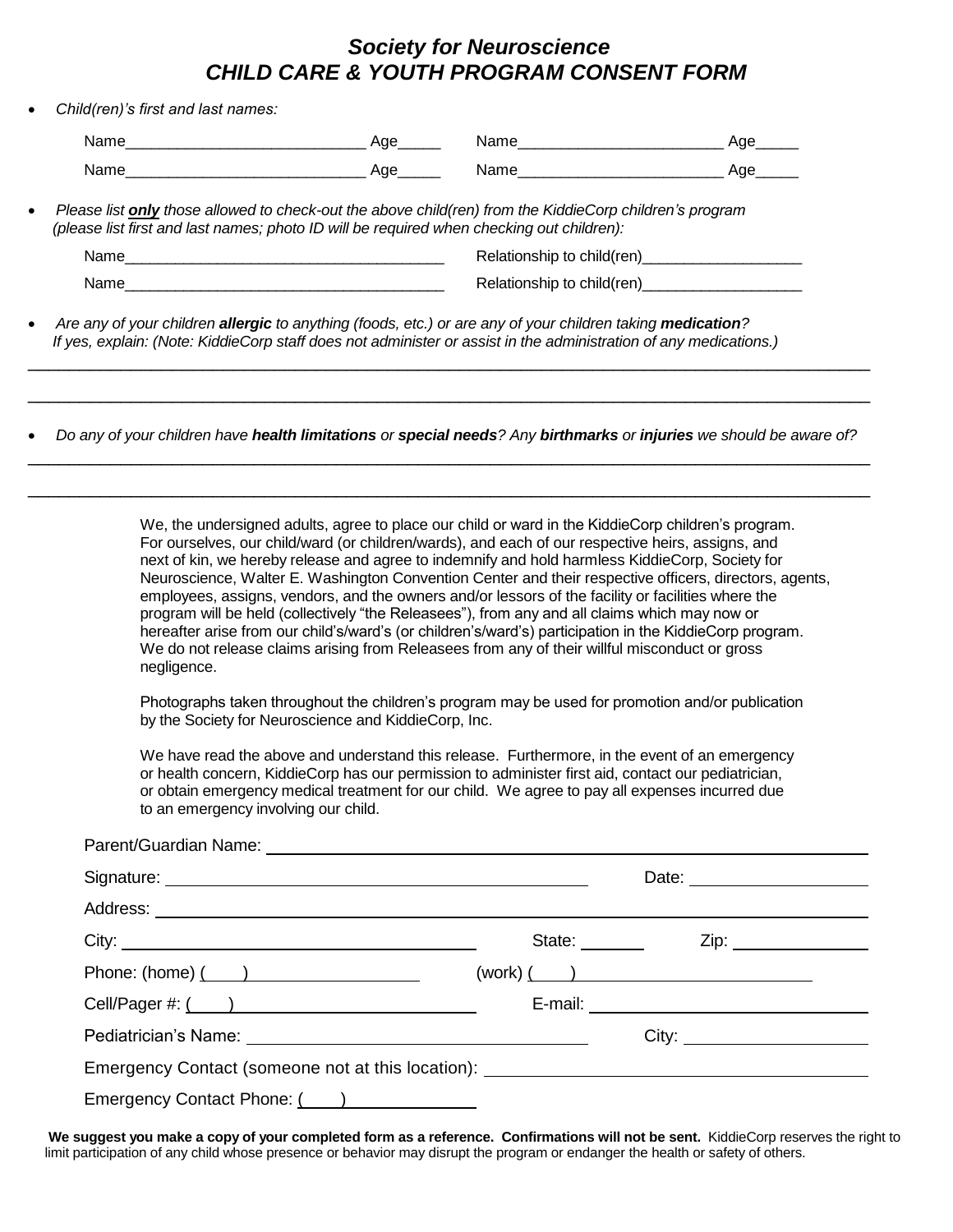# *Society for Neuroscience*
# *CHILD CARE & YOUTH PROGRAM CONSENT FORM*

- *Child(ren)'s first and last names:*

  Name___________________________ Age_____ Name________________________ Age_____

  Name___________________________ Age_____ Name________________________ Age_____

- *Please list **only** those allowed to check-out the above child(ren) from the KiddieCorp children's program (please list first and last names; photo ID will be required when checking out children):*

  Name______________________________________ Relationship to child(ren)___________________

  Name______________________________________ Relationship to child(ren)___________________

- *Are any of your children **allergic** to anything (foods, etc.) or are any of your children taking **medication**? If yes, explain: (Note: KiddieCorp staff does not administer or assist in the administration of any medications.)*

______________________________________________________________________________________________

______________________________________________________________________________________________

- *Do any of your children have **health limitations** or **special needs**? Any **birthmarks** or **injuries** we should be aware of?*

______________________________________________________________________________________________

______________________________________________________________________________________________

We, the undersigned adults, agree to place our child or ward in the KiddieCorp children's program. For ourselves, our child/ward (or children/wards), and each of our respective heirs, assigns, and next of kin, we hereby release and agree to indemnify and hold harmless KiddieCorp, Society for Neuroscience, Walter E. Washington Convention Center and their respective officers, directors, agents, employees, assigns, vendors, and the owners and/or lessors of the facility or facilities where the program will be held (collectively "the Releasees"), from any and all claims which may now or hereafter arise from our child's/ward's (or children's/ward's) participation in the KiddieCorp program. We do not release claims arising from Releasees from any of their willful misconduct or gross negligence.

Photographs taken throughout the children's program may be used for promotion and/or publication by the Society for Neuroscience and KiddieCorp, Inc.

We have read the above and understand this release. Furthermore, in the event of an emergency or health concern, KiddieCorp has our permission to administer first aid, contact our pediatrician, or obtain emergency medical treatment for our child. We agree to pay all expenses incurred due to an emergency involving our child.

Parent/Guardian Name: ______________________________________________________

Signature: ______________________________________ Date: ___________________

Address: __________________________________________________________________

City: ______________________________ State: _______ Zip: _______________

Phone: (home) (____) ___________________ (work) (____) ___________________________

Cell/Pager #: (____) _________________________ E-mail: ______________________________

Pediatrician's Name: __________________________________ City: ___________________

Emergency Contact (someone not at this location): ______________________________________

Emergency Contact Phone: (____) _______________

**We suggest you make a copy of your completed form as a reference. Confirmations will not be sent.** KiddieCorp reserves the right to limit participation of any child whose presence or behavior may disrupt the program or endanger the health or safety of others.